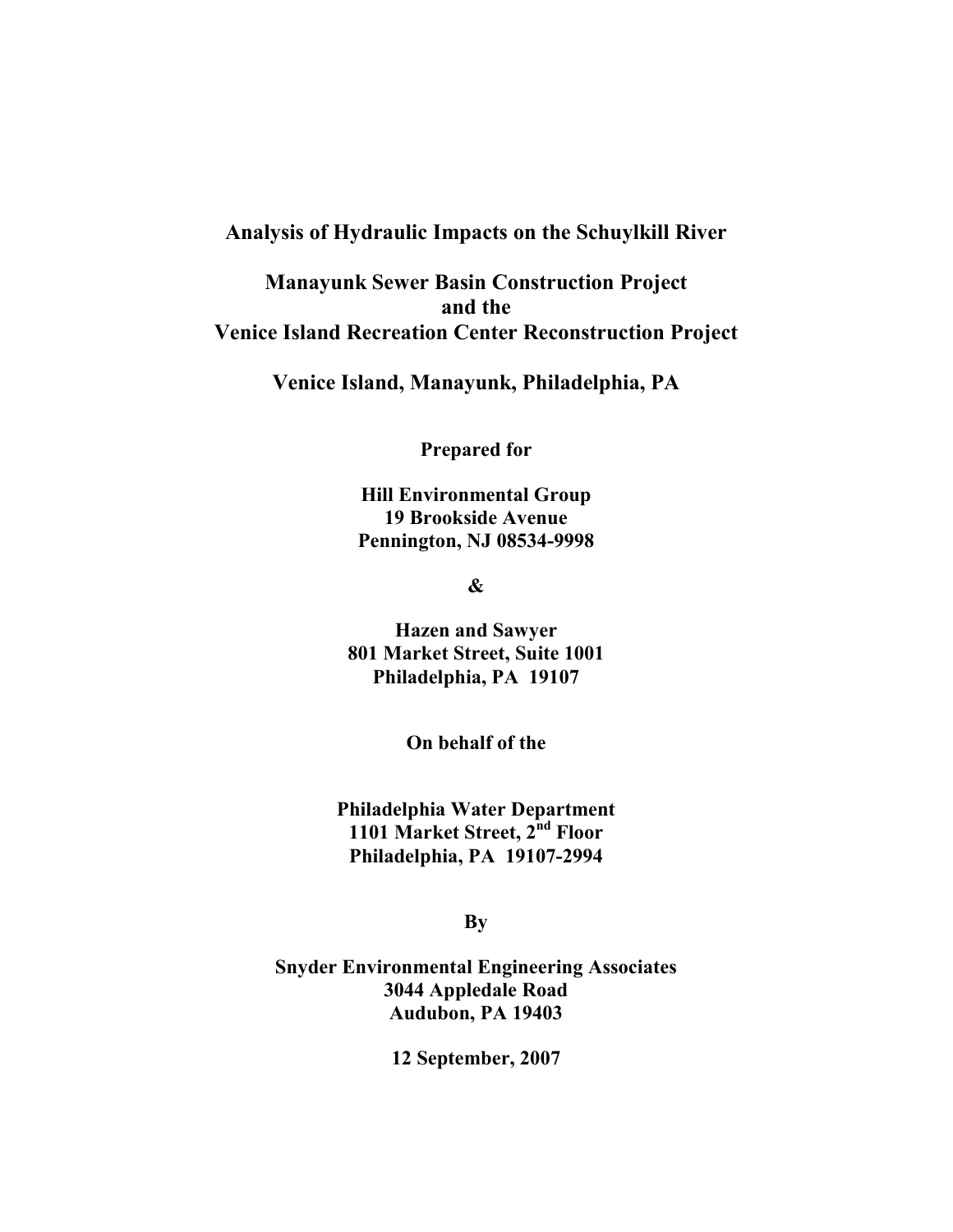# Analysis of Hydraulic Impacts on the Schuylkill River

## Manayunk Sewer Basin Construction Project and the Venice Island Recreation Center Reconstruction Project

## Venice Island, Manayunk, Philadelphia, PA

**Prepared for**

**Hill Environmental Group**
**19 Brookside Avenue**
**Pennington, NJ 08534-9998**

**&**

**Hazen and Sawyer**
**801 Market Street, Suite 1001**
**Philadelphia, PA 19107**

**On behalf of the**

**Philadelphia Water Department**
**1101 Market Street, 2nd Floor**
**Philadelphia, PA 19107-2994**

**By**

**Snyder Environmental Engineering Associates**
**3044 Appledale Road**
**Audubon, PA 19403**

**12 September, 2007**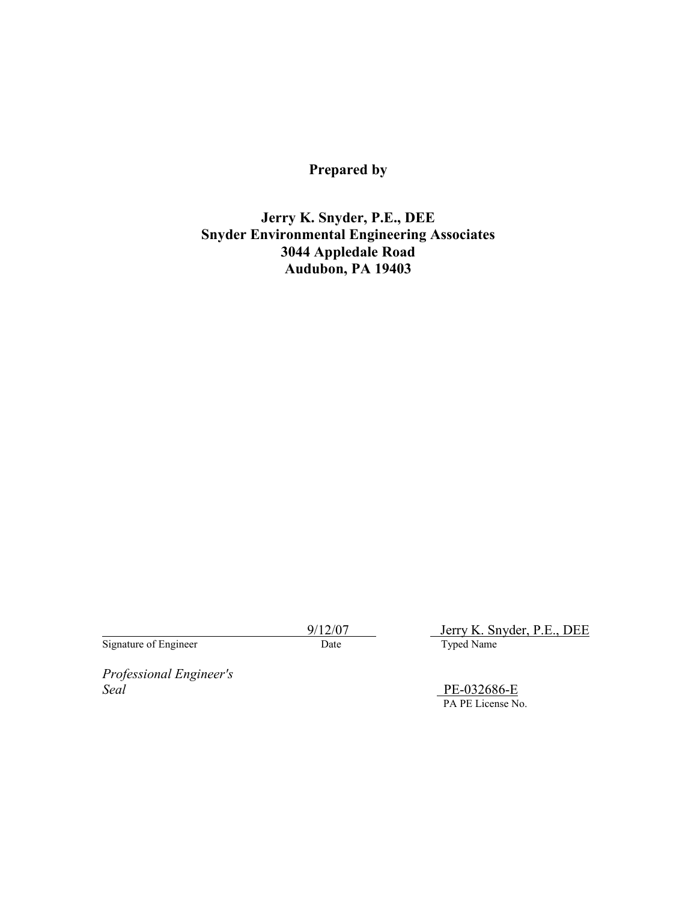**Prepared by**

**Jerry K. Snyder, P.E., DEE**
**Snyder Environmental Engineering Associates**
**3044 Appledale Road**
**Audubon, PA 19403**

| | | |
|---|---|---|
| ______________________ | 9/12/07 | Jerry K. Snyder, P.E., DEE |
| Signature of Engineer | Date | Typed Name |

*Professional Engineer's Seal*

PE-032686-E
PA PE License No.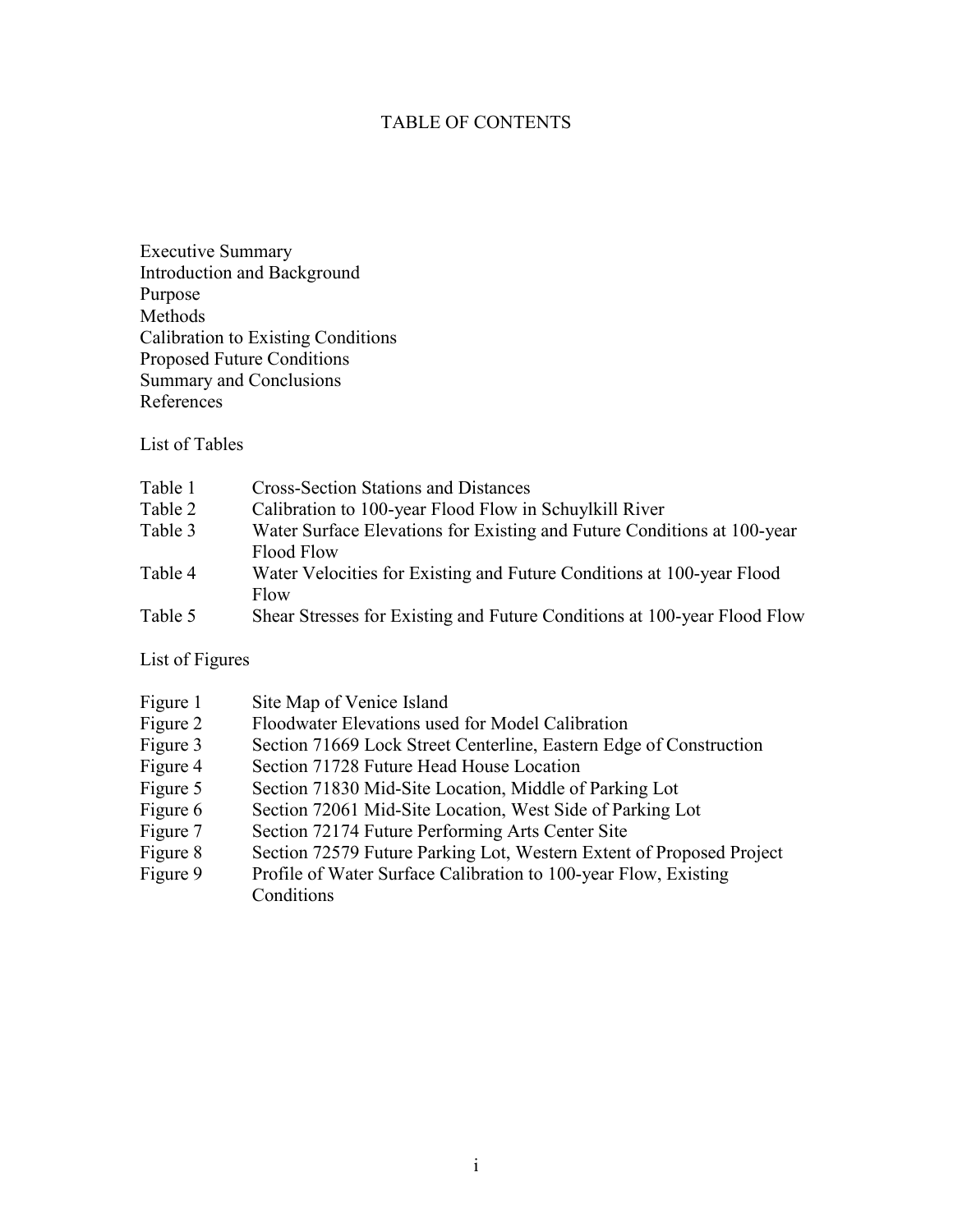# TABLE OF CONTENTS

Executive Summary
Introduction and Background
Purpose
Methods
Calibration to Existing Conditions
Proposed Future Conditions
Summary and Conclusions
References

List of Tables

| | |
|---|---|
| Table 1 | Cross-Section Stations and Distances |
| Table 2 | Calibration to 100-year Flood Flow in Schuylkill River |
| Table 3 | Water Surface Elevations for Existing and Future Conditions at 100-year Flood Flow |
| Table 4 | Water Velocities for Existing and Future Conditions at 100-year Flood Flow |
| Table 5 | Shear Stresses for Existing and Future Conditions at 100-year Flood Flow |

List of Figures

| | |
|---|---|
| Figure 1 | Site Map of Venice Island |
| Figure 2 | Floodwater Elevations used for Model Calibration |
| Figure 3 | Section 71669 Lock Street Centerline, Eastern Edge of Construction |
| Figure 4 | Section 71728 Future Head House Location |
| Figure 5 | Section 71830 Mid-Site Location, Middle of Parking Lot |
| Figure 6 | Section 72061 Mid-Site Location, West Side of Parking Lot |
| Figure 7 | Section 72174 Future Performing Arts Center Site |
| Figure 8 | Section 72579 Future Parking Lot, Western Extent of Proposed Project |
| Figure 9 | Profile of Water Surface Calibration to 100-year Flow, Existing Conditions |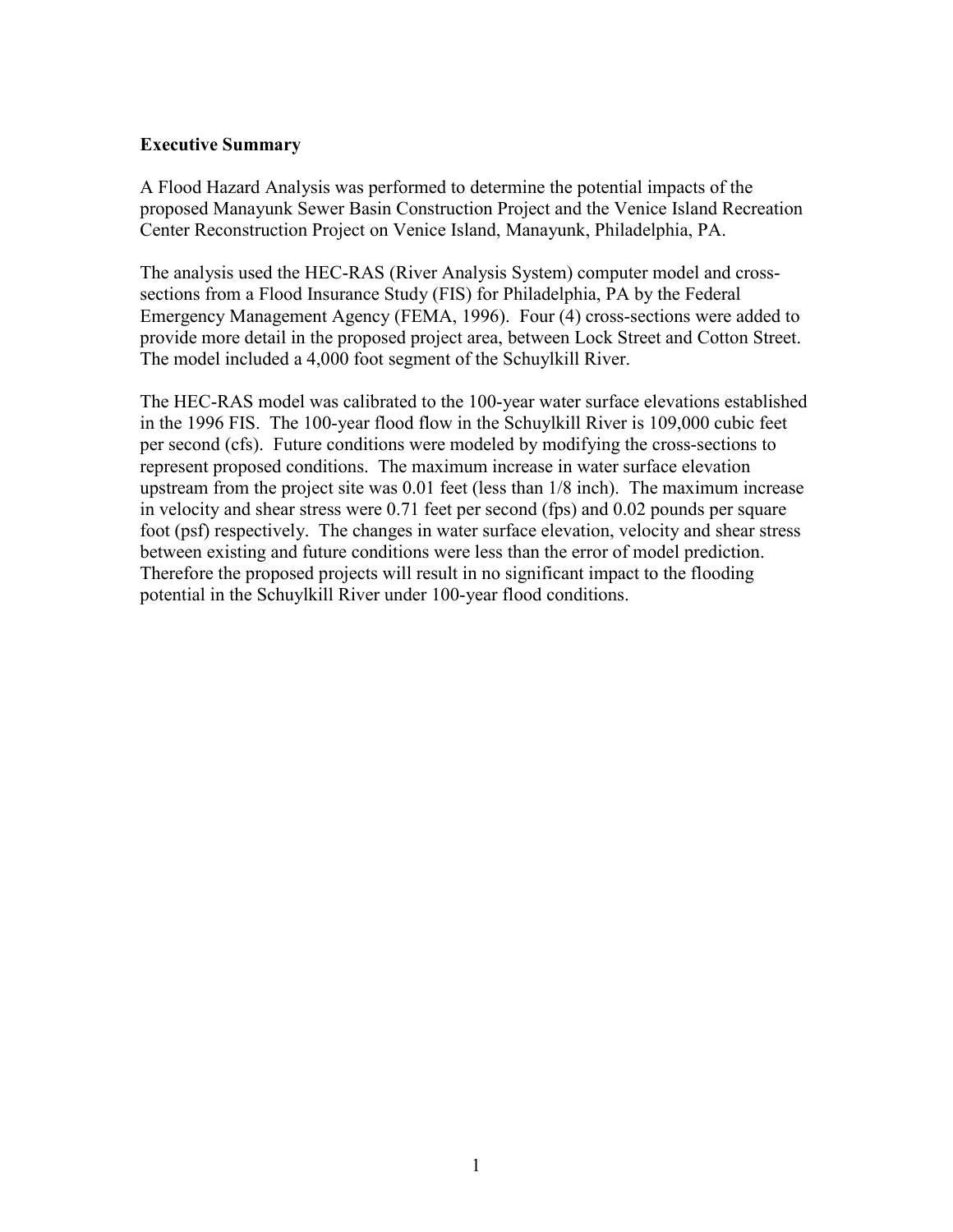**Executive Summary**

A Flood Hazard Analysis was performed to determine the potential impacts of the proposed Manayunk Sewer Basin Construction Project and the Venice Island Recreation Center Reconstruction Project on Venice Island, Manayunk, Philadelphia, PA.

The analysis used the HEC-RAS (River Analysis System) computer model and cross-sections from a Flood Insurance Study (FIS) for Philadelphia, PA by the Federal Emergency Management Agency (FEMA, 1996). Four (4) cross-sections were added to provide more detail in the proposed project area, between Lock Street and Cotton Street. The model included a 4,000 foot segment of the Schuylkill River.

The HEC-RAS model was calibrated to the 100-year water surface elevations established in the 1996 FIS. The 100-year flood flow in the Schuylkill River is 109,000 cubic feet per second (cfs). Future conditions were modeled by modifying the cross-sections to represent proposed conditions. The maximum increase in water surface elevation upstream from the project site was 0.01 feet (less than 1/8 inch). The maximum increase in velocity and shear stress were 0.71 feet per second (fps) and 0.02 pounds per square foot (psf) respectively. The changes in water surface elevation, velocity and shear stress between existing and future conditions were less than the error of model prediction. Therefore the proposed projects will result in no significant impact to the flooding potential in the Schuylkill River under 100-year flood conditions.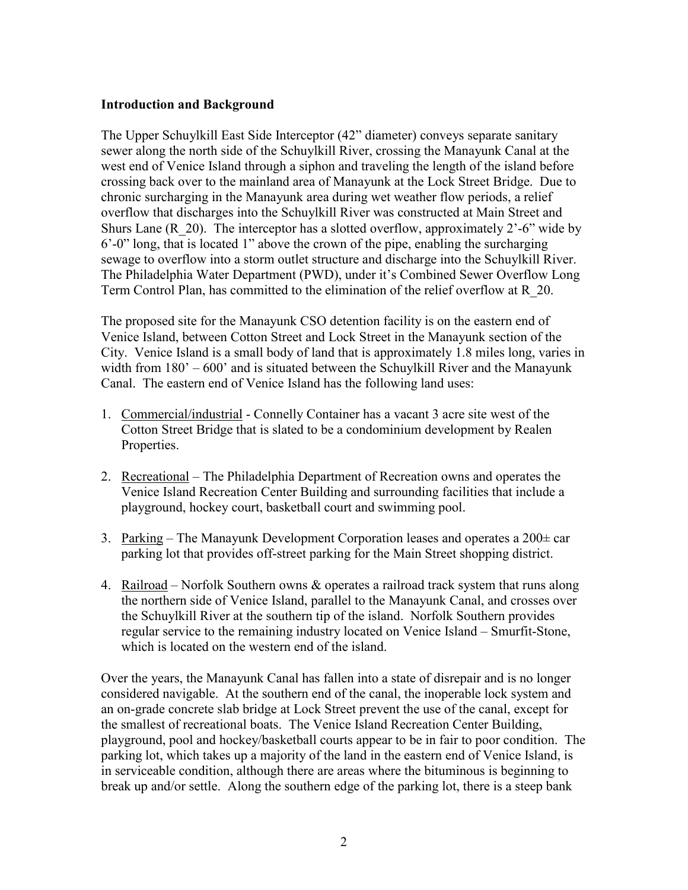**Introduction and Background**

The Upper Schuylkill East Side Interceptor (42" diameter) conveys separate sanitary sewer along the north side of the Schuylkill River, crossing the Manayunk Canal at the west end of Venice Island through a siphon and traveling the length of the island before crossing back over to the mainland area of Manayunk at the Lock Street Bridge. Due to chronic surcharging in the Manayunk area during wet weather flow periods, a relief overflow that discharges into the Schuylkill River was constructed at Main Street and Shurs Lane (R_20). The interceptor has a slotted overflow, approximately 2'-6" wide by 6'-0" long, that is located 1" above the crown of the pipe, enabling the surcharging sewage to overflow into a storm outlet structure and discharge into the Schuylkill River. The Philadelphia Water Department (PWD), under it's Combined Sewer Overflow Long Term Control Plan, has committed to the elimination of the relief overflow at R_20.

The proposed site for the Manayunk CSO detention facility is on the eastern end of Venice Island, between Cotton Street and Lock Street in the Manayunk section of the City. Venice Island is a small body of land that is approximately 1.8 miles long, varies in width from 180' – 600' and is situated between the Schuylkill River and the Manayunk Canal. The eastern end of Venice Island has the following land uses:

1. Commercial/industrial - Connelly Container has a vacant 3 acre site west of the Cotton Street Bridge that is slated to be a condominium development by Realen Properties.

2. Recreational – The Philadelphia Department of Recreation owns and operates the Venice Island Recreation Center Building and surrounding facilities that include a playground, hockey court, basketball court and swimming pool.

3. Parking – The Manayunk Development Corporation leases and operates a 200± car parking lot that provides off-street parking for the Main Street shopping district.

4. Railroad – Norfolk Southern owns & operates a railroad track system that runs along the northern side of Venice Island, parallel to the Manayunk Canal, and crosses over the Schuylkill River at the southern tip of the island. Norfolk Southern provides regular service to the remaining industry located on Venice Island – Smurfit-Stone, which is located on the western end of the island.

Over the years, the Manayunk Canal has fallen into a state of disrepair and is no longer considered navigable. At the southern end of the canal, the inoperable lock system and an on-grade concrete slab bridge at Lock Street prevent the use of the canal, except for the smallest of recreational boats. The Venice Island Recreation Center Building, playground, pool and hockey/basketball courts appear to be in fair to poor condition. The parking lot, which takes up a majority of the land in the eastern end of Venice Island, is in serviceable condition, although there are areas where the bituminous is beginning to break up and/or settle. Along the southern edge of the parking lot, there is a steep bank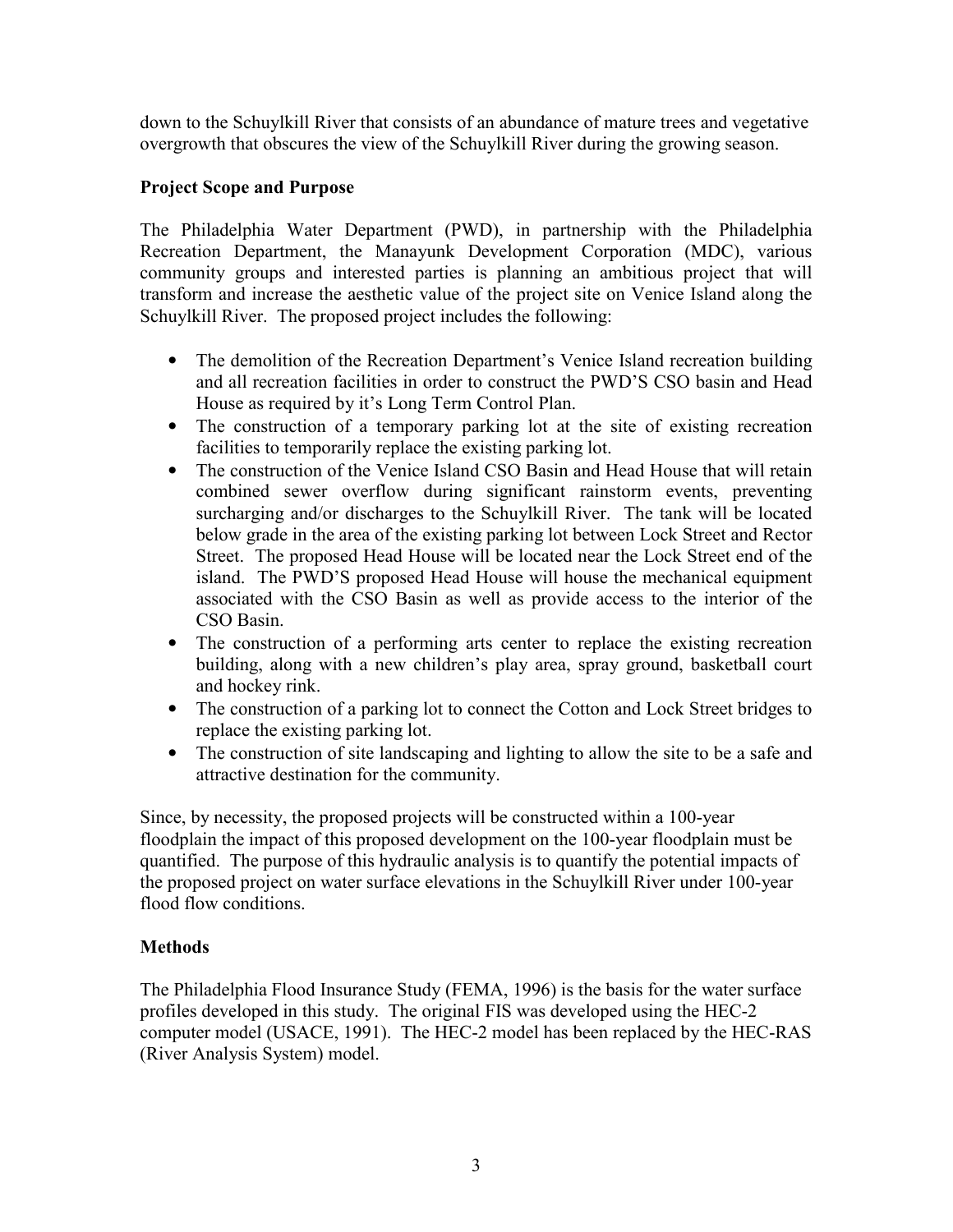down to the Schuylkill River that consists of an abundance of mature trees and vegetative overgrowth that obscures the view of the Schuylkill River during the growing season.

**Project Scope and Purpose**

The Philadelphia Water Department (PWD), in partnership with the Philadelphia Recreation Department, the Manayunk Development Corporation (MDC), various community groups and interested parties is planning an ambitious project that will transform and increase the aesthetic value of the project site on Venice Island along the Schuylkill River. The proposed project includes the following:

- The demolition of the Recreation Department's Venice Island recreation building and all recreation facilities in order to construct the PWD'S CSO basin and Head House as required by it's Long Term Control Plan.
- The construction of a temporary parking lot at the site of existing recreation facilities to temporarily replace the existing parking lot.
- The construction of the Venice Island CSO Basin and Head House that will retain combined sewer overflow during significant rainstorm events, preventing surcharging and/or discharges to the Schuylkill River. The tank will be located below grade in the area of the existing parking lot between Lock Street and Rector Street. The proposed Head House will be located near the Lock Street end of the island. The PWD'S proposed Head House will house the mechanical equipment associated with the CSO Basin as well as provide access to the interior of the CSO Basin.
- The construction of a performing arts center to replace the existing recreation building, along with a new children's play area, spray ground, basketball court and hockey rink.
- The construction of a parking lot to connect the Cotton and Lock Street bridges to replace the existing parking lot.
- The construction of site landscaping and lighting to allow the site to be a safe and attractive destination for the community.

Since, by necessity, the proposed projects will be constructed within a 100-year floodplain the impact of this proposed development on the 100-year floodplain must be quantified. The purpose of this hydraulic analysis is to quantify the potential impacts of the proposed project on water surface elevations in the Schuylkill River under 100-year flood flow conditions.

**Methods**

The Philadelphia Flood Insurance Study (FEMA, 1996) is the basis for the water surface profiles developed in this study. The original FIS was developed using the HEC-2 computer model (USACE, 1991). The HEC-2 model has been replaced by the HEC-RAS (River Analysis System) model.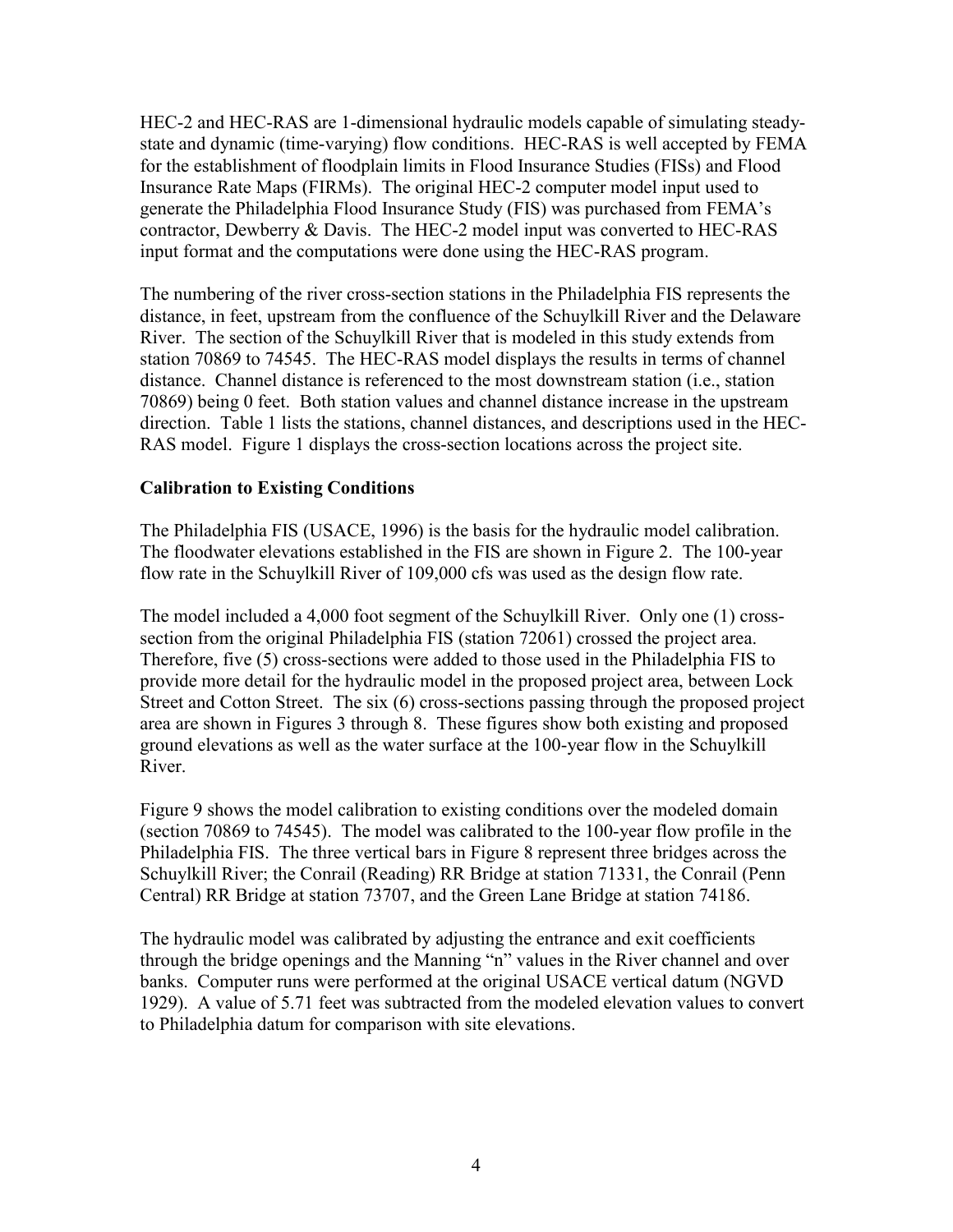HEC-2 and HEC-RAS are 1-dimensional hydraulic models capable of simulating steady-state and dynamic (time-varying) flow conditions. HEC-RAS is well accepted by FEMA for the establishment of floodplain limits in Flood Insurance Studies (FISs) and Flood Insurance Rate Maps (FIRMs). The original HEC-2 computer model input used to generate the Philadelphia Flood Insurance Study (FIS) was purchased from FEMA's contractor, Dewberry & Davis. The HEC-2 model input was converted to HEC-RAS input format and the computations were done using the HEC-RAS program.

The numbering of the river cross-section stations in the Philadelphia FIS represents the distance, in feet, upstream from the confluence of the Schuylkill River and the Delaware River. The section of the Schuylkill River that is modeled in this study extends from station 70869 to 74545. The HEC-RAS model displays the results in terms of channel distance. Channel distance is referenced to the most downstream station (i.e., station 70869) being 0 feet. Both station values and channel distance increase in the upstream direction. Table 1 lists the stations, channel distances, and descriptions used in the HEC-RAS model. Figure 1 displays the cross-section locations across the project site.

**Calibration to Existing Conditions**

The Philadelphia FIS (USACE, 1996) is the basis for the hydraulic model calibration. The floodwater elevations established in the FIS are shown in Figure 2. The 100-year flow rate in the Schuylkill River of 109,000 cfs was used as the design flow rate.

The model included a 4,000 foot segment of the Schuylkill River. Only one (1) cross-section from the original Philadelphia FIS (station 72061) crossed the project area. Therefore, five (5) cross-sections were added to those used in the Philadelphia FIS to provide more detail for the hydraulic model in the proposed project area, between Lock Street and Cotton Street. The six (6) cross-sections passing through the proposed project area are shown in Figures 3 through 8. These figures show both existing and proposed ground elevations as well as the water surface at the 100-year flow in the Schuylkill River.

Figure 9 shows the model calibration to existing conditions over the modeled domain (section 70869 to 74545). The model was calibrated to the 100-year flow profile in the Philadelphia FIS. The three vertical bars in Figure 8 represent three bridges across the Schuylkill River; the Conrail (Reading) RR Bridge at station 71331, the Conrail (Penn Central) RR Bridge at station 73707, and the Green Lane Bridge at station 74186.

The hydraulic model was calibrated by adjusting the entrance and exit coefficients through the bridge openings and the Manning "n" values in the River channel and over banks. Computer runs were performed at the original USACE vertical datum (NGVD 1929). A value of 5.71 feet was subtracted from the modeled elevation values to convert to Philadelphia datum for comparison with site elevations.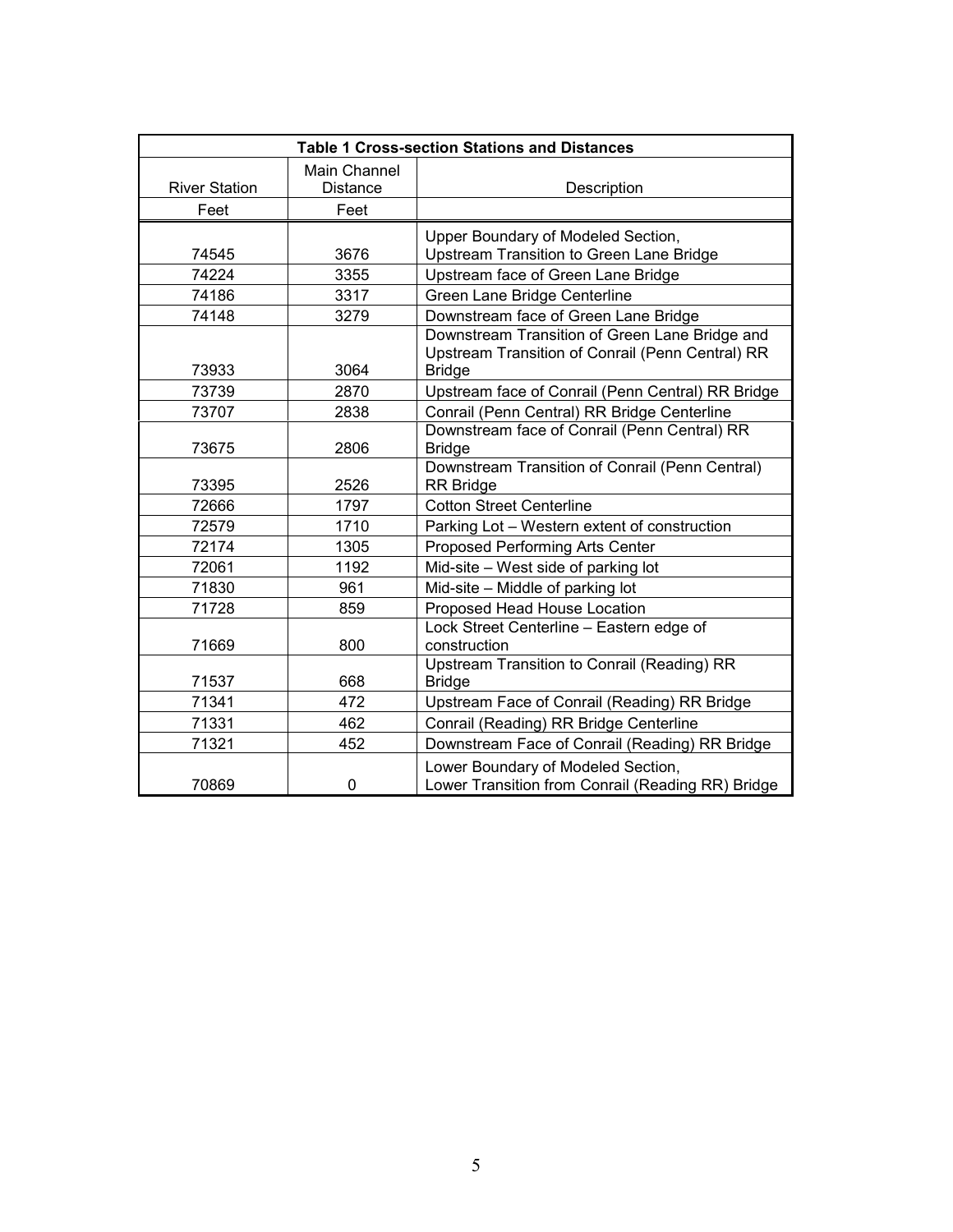**Table 1 Cross-section Stations and Distances**

| River Station | Main Channel Distance | Description |
|---|---|---|
| Feet | Feet | |
| 74545 | 3676 | Upper Boundary of Modeled Section, Upstream Transition to Green Lane Bridge |
| 74224 | 3355 | Upstream face of Green Lane Bridge |
| 74186 | 3317 | Green Lane Bridge Centerline |
| 74148 | 3279 | Downstream face of Green Lane Bridge |
| 73933 | 3064 | Downstream Transition of Green Lane Bridge and Upstream Transition of Conrail (Penn Central) RR Bridge |
| 73739 | 2870 | Upstream face of Conrail (Penn Central) RR Bridge |
| 73707 | 2838 | Conrail (Penn Central) RR Bridge Centerline |
| 73675 | 2806 | Downstream face of Conrail (Penn Central) RR Bridge |
| 73395 | 2526 | Downstream Transition of Conrail (Penn Central) RR Bridge |
| 72666 | 1797 | Cotton Street Centerline |
| 72579 | 1710 | Parking Lot – Western extent of construction |
| 72174 | 1305 | Proposed Performing Arts Center |
| 72061 | 1192 | Mid-site – West side of parking lot |
| 71830 | 961 | Mid-site – Middle of parking lot |
| 71728 | 859 | Proposed Head House Location |
| 71669 | 800 | Lock Street Centerline – Eastern edge of construction |
| 71537 | 668 | Upstream Transition to Conrail (Reading) RR Bridge |
| 71341 | 472 | Upstream Face of Conrail (Reading) RR Bridge |
| 71331 | 462 | Conrail (Reading) RR Bridge Centerline |
| 71321 | 452 | Downstream Face of Conrail (Reading) RR Bridge |
| 70869 | 0 | Lower Boundary of Modeled Section, Lower Transition from Conrail (Reading RR) Bridge |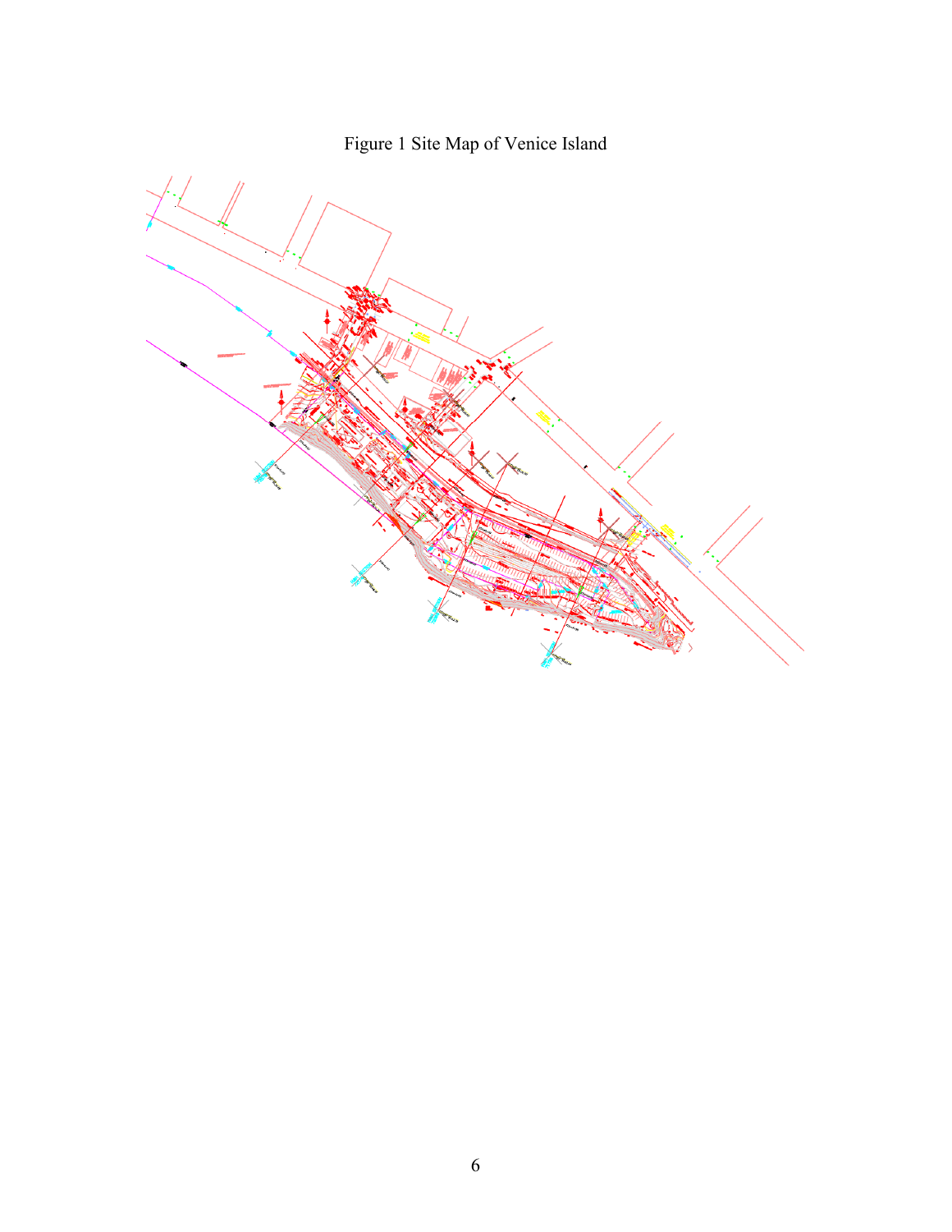Figure 1 Site Map of Venice Island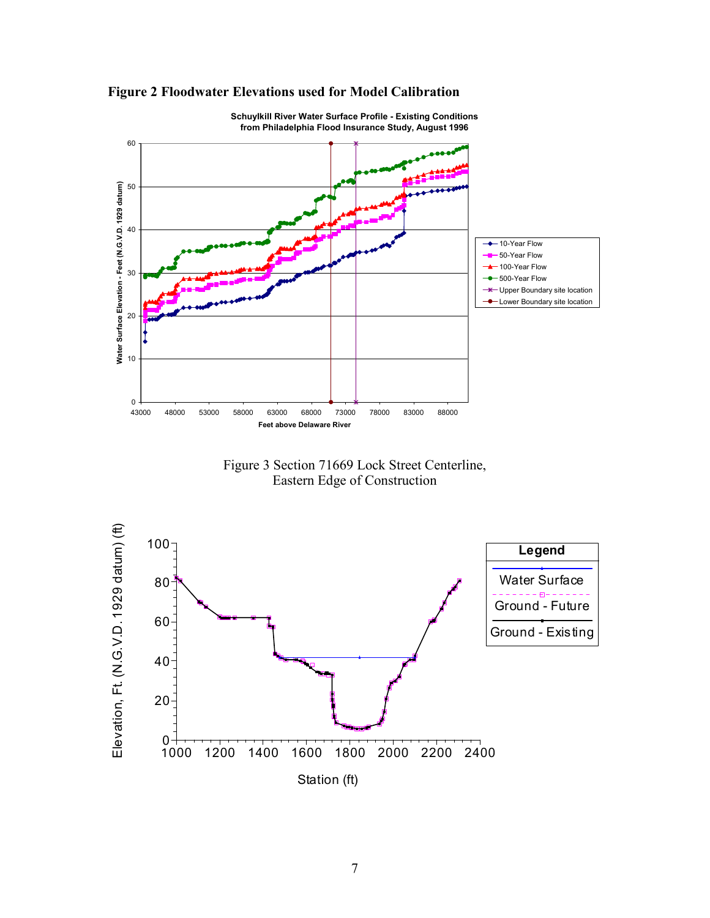**Figure 2 Floodwater Elevations used for Model Calibration**

Figure 3 Section 71669 Lock Street Centerline, Eastern Edge of Construction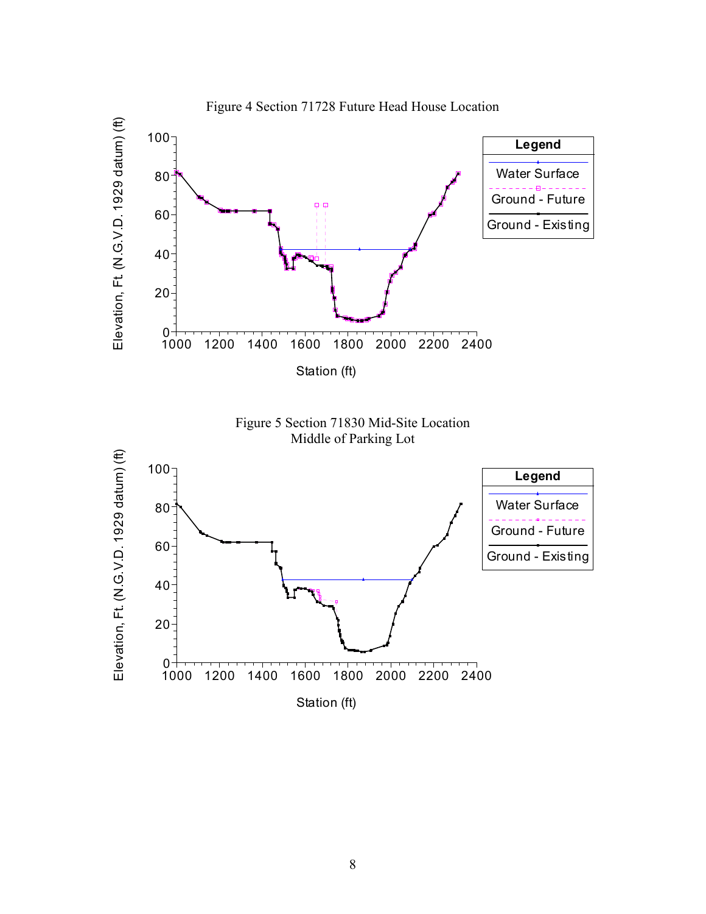Figure 4 Section 71728 Future Head House Location

Figure 5 Section 71830 Mid-Site Location
Middle of Parking Lot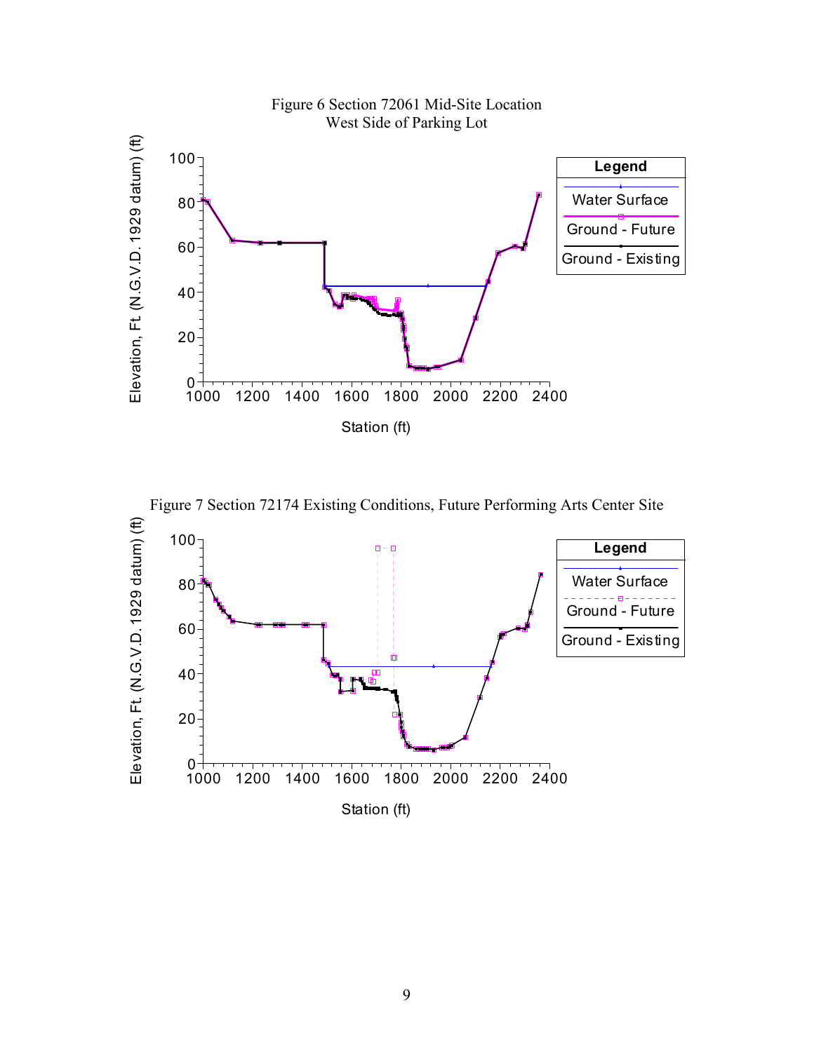Figure 6 Section 72061 Mid-Site Location
West Side of Parking Lot

Figure 7 Section 72174 Existing Conditions, Future Performing Arts Center Site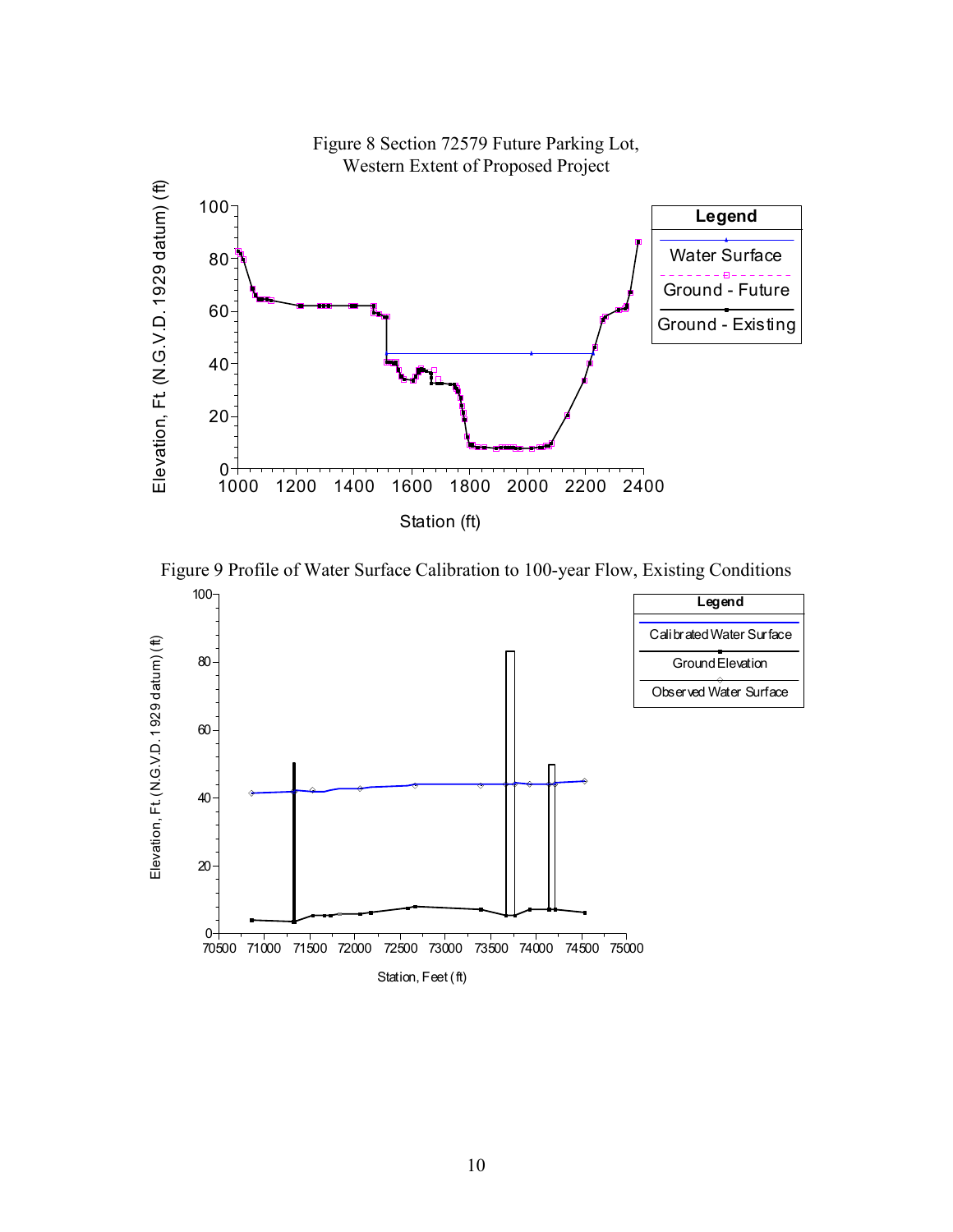Figure 8 Section 72579 Future Parking Lot, Western Extent of Proposed Project

Figure 9 Profile of Water Surface Calibration to 100-year Flow, Existing Conditions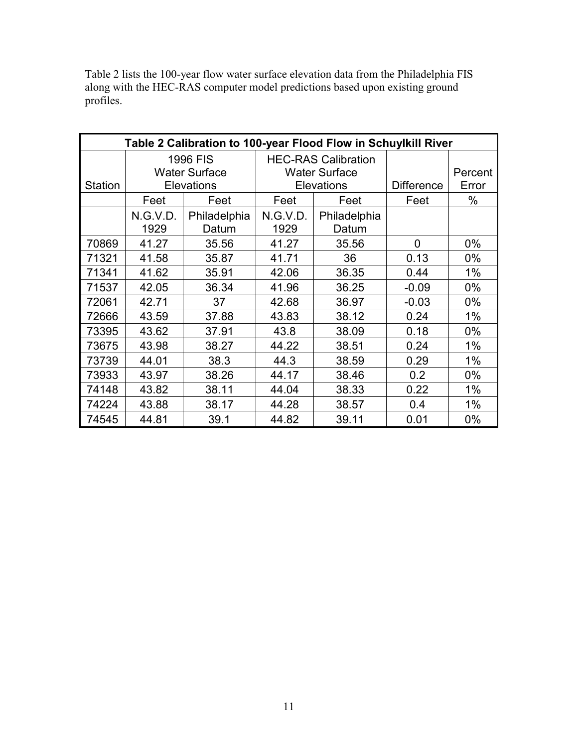Table 2 lists the 100-year flow water surface elevation data from the Philadelphia FIS along with the HEC-RAS computer model predictions based upon existing ground profiles.

| Table 2 Calibration to 100-year Flood Flow in Schuylkill River | | | | | | |
|---|---|---|---|---|---|---|
| Station | 1996 FIS Water Surface Elevations | | HEC-RAS Calibration Water Surface Elevations | | Difference | Percent Error |
| | Feet | Feet | Feet | Feet | Feet | % |
| | N.G.V.D. 1929 | Philadelphia Datum | N.G.V.D. 1929 | Philadelphia Datum | | |
| 70869 | 41.27 | 35.56 | 41.27 | 35.56 | 0 | 0% |
| 71321 | 41.58 | 35.87 | 41.71 | 36 | 0.13 | 0% |
| 71341 | 41.62 | 35.91 | 42.06 | 36.35 | 0.44 | 1% |
| 71537 | 42.05 | 36.34 | 41.96 | 36.25 | -0.09 | 0% |
| 72061 | 42.71 | 37 | 42.68 | 36.97 | -0.03 | 0% |
| 72666 | 43.59 | 37.88 | 43.83 | 38.12 | 0.24 | 1% |
| 73395 | 43.62 | 37.91 | 43.8 | 38.09 | 0.18 | 0% |
| 73675 | 43.98 | 38.27 | 44.22 | 38.51 | 0.24 | 1% |
| 73739 | 44.01 | 38.3 | 44.3 | 38.59 | 0.29 | 1% |
| 73933 | 43.97 | 38.26 | 44.17 | 38.46 | 0.2 | 0% |
| 74148 | 43.82 | 38.11 | 44.04 | 38.33 | 0.22 | 1% |
| 74224 | 43.88 | 38.17 | 44.28 | 38.57 | 0.4 | 1% |
| 74545 | 44.81 | 39.1 | 44.82 | 39.11 | 0.01 | 0% |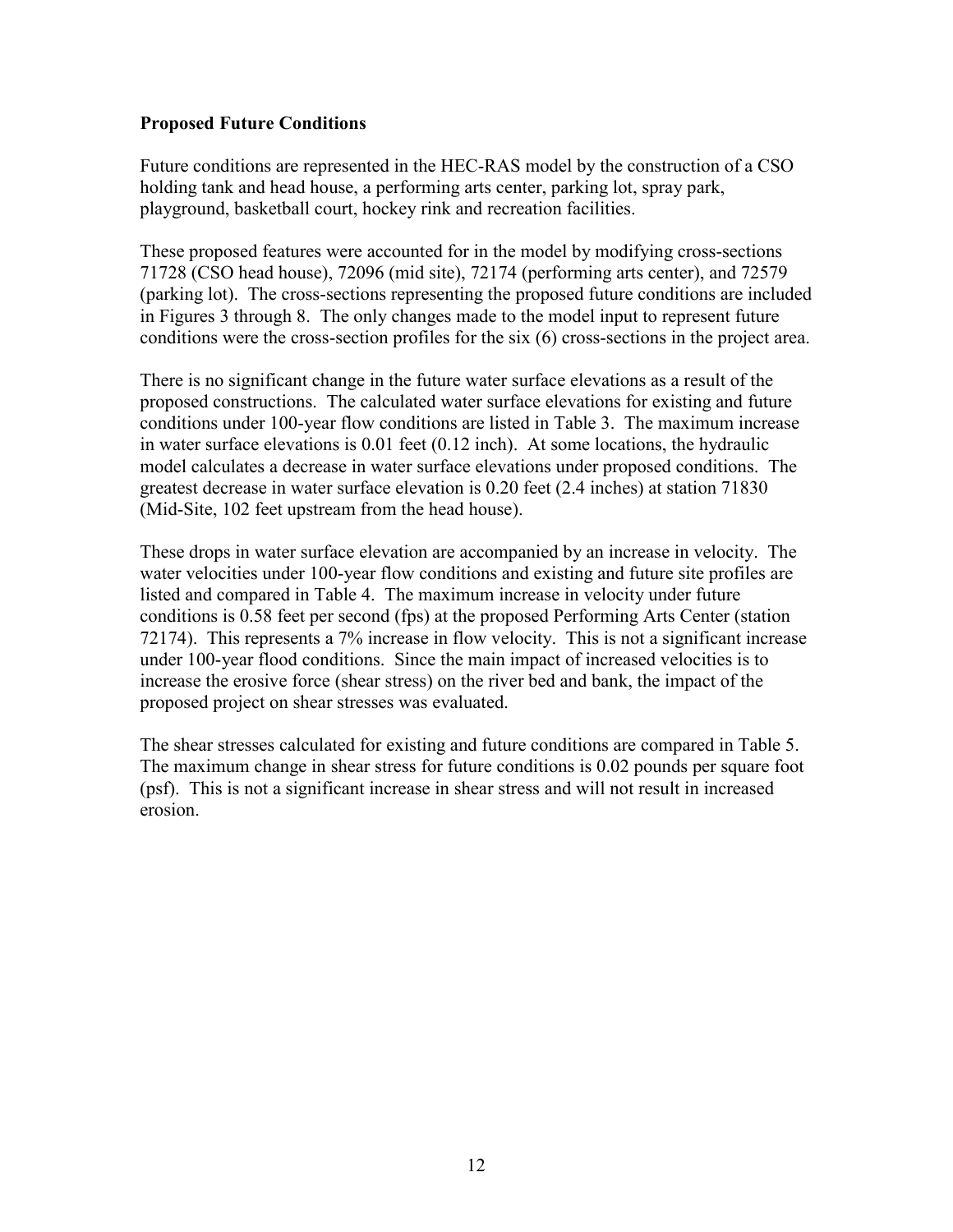**Proposed Future Conditions**

Future conditions are represented in the HEC-RAS model by the construction of a CSO holding tank and head house, a performing arts center, parking lot, spray park, playground, basketball court, hockey rink and recreation facilities.

These proposed features were accounted for in the model by modifying cross-sections 71728 (CSO head house), 72096 (mid site), 72174 (performing arts center), and 72579 (parking lot). The cross-sections representing the proposed future conditions are included in Figures 3 through 8. The only changes made to the model input to represent future conditions were the cross-section profiles for the six (6) cross-sections in the project area.

There is no significant change in the future water surface elevations as a result of the proposed constructions. The calculated water surface elevations for existing and future conditions under 100-year flow conditions are listed in Table 3. The maximum increase in water surface elevations is 0.01 feet (0.12 inch). At some locations, the hydraulic model calculates a decrease in water surface elevations under proposed conditions. The greatest decrease in water surface elevation is 0.20 feet (2.4 inches) at station 71830 (Mid-Site, 102 feet upstream from the head house).

These drops in water surface elevation are accompanied by an increase in velocity. The water velocities under 100-year flow conditions and existing and future site profiles are listed and compared in Table 4. The maximum increase in velocity under future conditions is 0.58 feet per second (fps) at the proposed Performing Arts Center (station 72174). This represents a 7% increase in flow velocity. This is not a significant increase under 100-year flood conditions. Since the main impact of increased velocities is to increase the erosive force (shear stress) on the river bed and bank, the impact of the proposed project on shear stresses was evaluated.

The shear stresses calculated for existing and future conditions are compared in Table 5. The maximum change in shear stress for future conditions is 0.02 pounds per square foot (psf). This is not a significant increase in shear stress and will not result in increased erosion.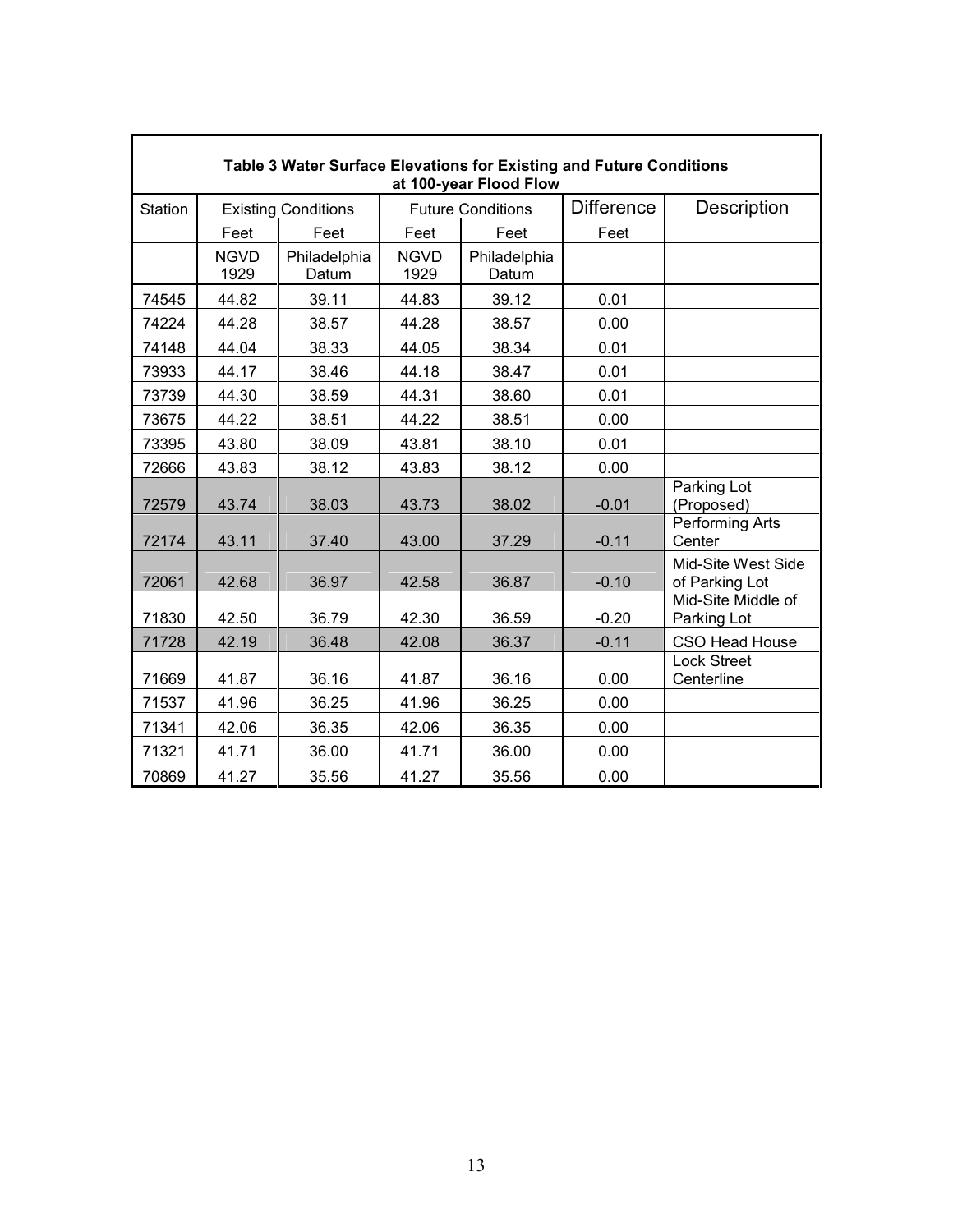**Table 3 Water Surface Elevations for Existing and Future Conditions at 100-year Flood Flow**

| Station | Existing Conditions | | Future Conditions | | Difference | Description |
|---|---|---|---|---|---|---|
| | Feet | Feet | Feet | Feet | Feet | |
| | NGVD 1929 | Philadelphia Datum | NGVD 1929 | Philadelphia Datum | | |
| 74545 | 44.82 | 39.11 | 44.83 | 39.12 | 0.01 | |
| 74224 | 44.28 | 38.57 | 44.28 | 38.57 | 0.00 | |
| 74148 | 44.04 | 38.33 | 44.05 | 38.34 | 0.01 | |
| 73933 | 44.17 | 38.46 | 44.18 | 38.47 | 0.01 | |
| 73739 | 44.30 | 38.59 | 44.31 | 38.60 | 0.01 | |
| 73675 | 44.22 | 38.51 | 44.22 | 38.51 | 0.00 | |
| 73395 | 43.80 | 38.09 | 43.81 | 38.10 | 0.01 | |
| 72666 | 43.83 | 38.12 | 43.83 | 38.12 | 0.00 | |
| 72579 | 43.74 | 38.03 | 43.73 | 38.02 | -0.01 | Parking Lot (Proposed) |
| 72174 | 43.11 | 37.40 | 43.00 | 37.29 | -0.11 | Performing Arts Center |
| 72061 | 42.68 | 36.97 | 42.58 | 36.87 | -0.10 | Mid-Site West Side of Parking Lot |
| 71830 | 42.50 | 36.79 | 42.30 | 36.59 | -0.20 | Mid-Site Middle of Parking Lot |
| 71728 | 42.19 | 36.48 | 42.08 | 36.37 | -0.11 | CSO Head House |
| 71669 | 41.87 | 36.16 | 41.87 | 36.16 | 0.00 | Lock Street Centerline |
| 71537 | 41.96 | 36.25 | 41.96 | 36.25 | 0.00 | |
| 71341 | 42.06 | 36.35 | 42.06 | 36.35 | 0.00 | |
| 71321 | 41.71 | 36.00 | 41.71 | 36.00 | 0.00 | |
| 70869 | 41.27 | 35.56 | 41.27 | 35.56 | 0.00 | |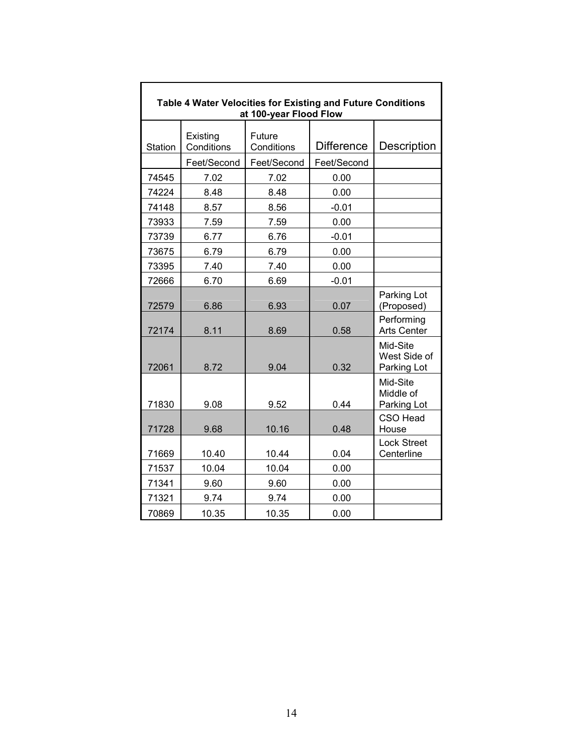**Table 4 Water Velocities for Existing and Future Conditions at 100-year Flood Flow**

| Station | Existing Conditions | Future Conditions | Difference | Description |
|---|---|---|---|---|
| | Feet/Second | Feet/Second | Feet/Second | |
| 74545 | 7.02 | 7.02 | 0.00 | |
| 74224 | 8.48 | 8.48 | 0.00 | |
| 74148 | 8.57 | 8.56 | -0.01 | |
| 73933 | 7.59 | 7.59 | 0.00 | |
| 73739 | 6.77 | 6.76 | -0.01 | |
| 73675 | 6.79 | 6.79 | 0.00 | |
| 73395 | 7.40 | 7.40 | 0.00 | |
| 72666 | 6.70 | 6.69 | -0.01 | |
| 72579 | 6.86 | 6.93 | 0.07 | Parking Lot (Proposed) |
| 72174 | 8.11 | 8.69 | 0.58 | Performing Arts Center |
| 72061 | 8.72 | 9.04 | 0.32 | Mid-Site West Side of Parking Lot |
| 71830 | 9.08 | 9.52 | 0.44 | Mid-Site Middle of Parking Lot |
| 71728 | 9.68 | 10.16 | 0.48 | CSO Head House |
| 71669 | 10.40 | 10.44 | 0.04 | Lock Street Centerline |
| 71537 | 10.04 | 10.04 | 0.00 | |
| 71341 | 9.60 | 9.60 | 0.00 | |
| 71321 | 9.74 | 9.74 | 0.00 | |
| 70869 | 10.35 | 10.35 | 0.00 | |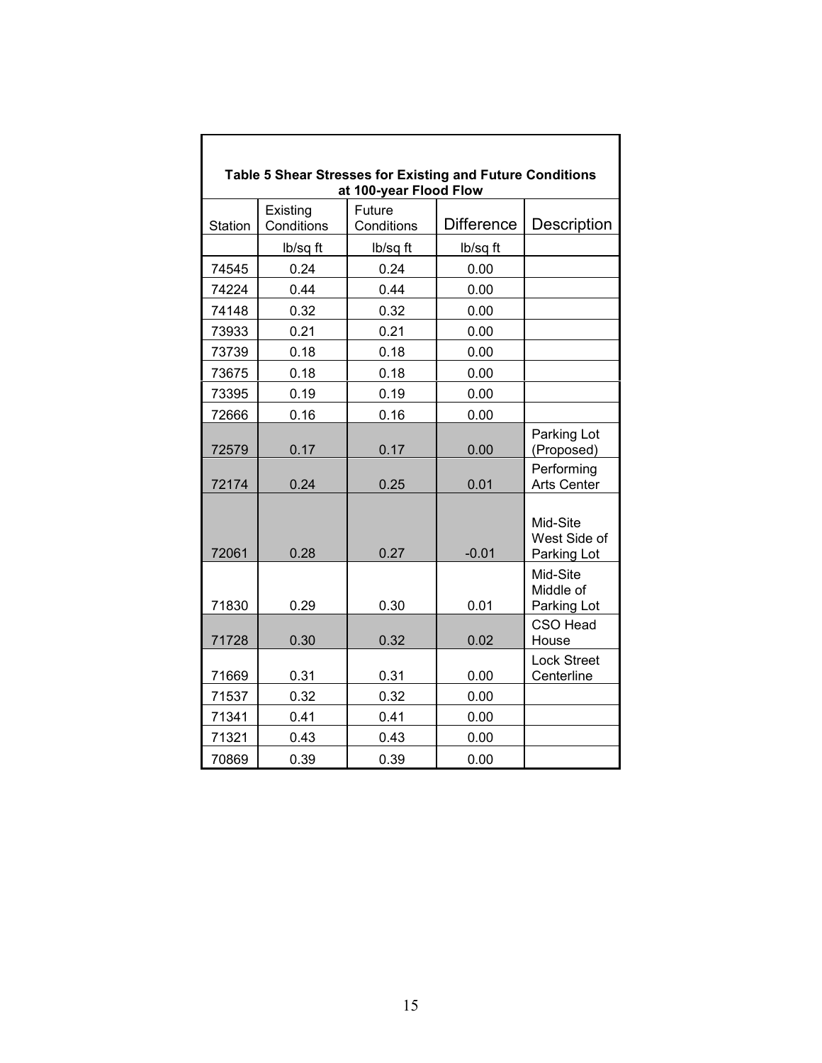**Table 5 Shear Stresses for Existing and Future Conditions at 100-year Flood Flow**

| Station | Existing Conditions | Future Conditions | Difference | Description |
|---|---|---|---|---|
| | lb/sq ft | lb/sq ft | lb/sq ft | |
| 74545 | 0.24 | 0.24 | 0.00 | |
| 74224 | 0.44 | 0.44 | 0.00 | |
| 74148 | 0.32 | 0.32 | 0.00 | |
| 73933 | 0.21 | 0.21 | 0.00 | |
| 73739 | 0.18 | 0.18 | 0.00 | |
| 73675 | 0.18 | 0.18 | 0.00 | |
| 73395 | 0.19 | 0.19 | 0.00 | |
| 72666 | 0.16 | 0.16 | 0.00 | |
| 72579 | 0.17 | 0.17 | 0.00 | Parking Lot (Proposed) |
| 72174 | 0.24 | 0.25 | 0.01 | Performing Arts Center |
| 72061 | 0.28 | 0.27 | -0.01 | Mid-Site West Side of Parking Lot |
| 71830 | 0.29 | 0.30 | 0.01 | Mid-Site Middle of Parking Lot |
| 71728 | 0.30 | 0.32 | 0.02 | CSO Head House |
| 71669 | 0.31 | 0.31 | 0.00 | Lock Street Centerline |
| 71537 | 0.32 | 0.32 | 0.00 | |
| 71341 | 0.41 | 0.41 | 0.00 | |
| 71321 | 0.43 | 0.43 | 0.00 | |
| 70869 | 0.39 | 0.39 | 0.00 | |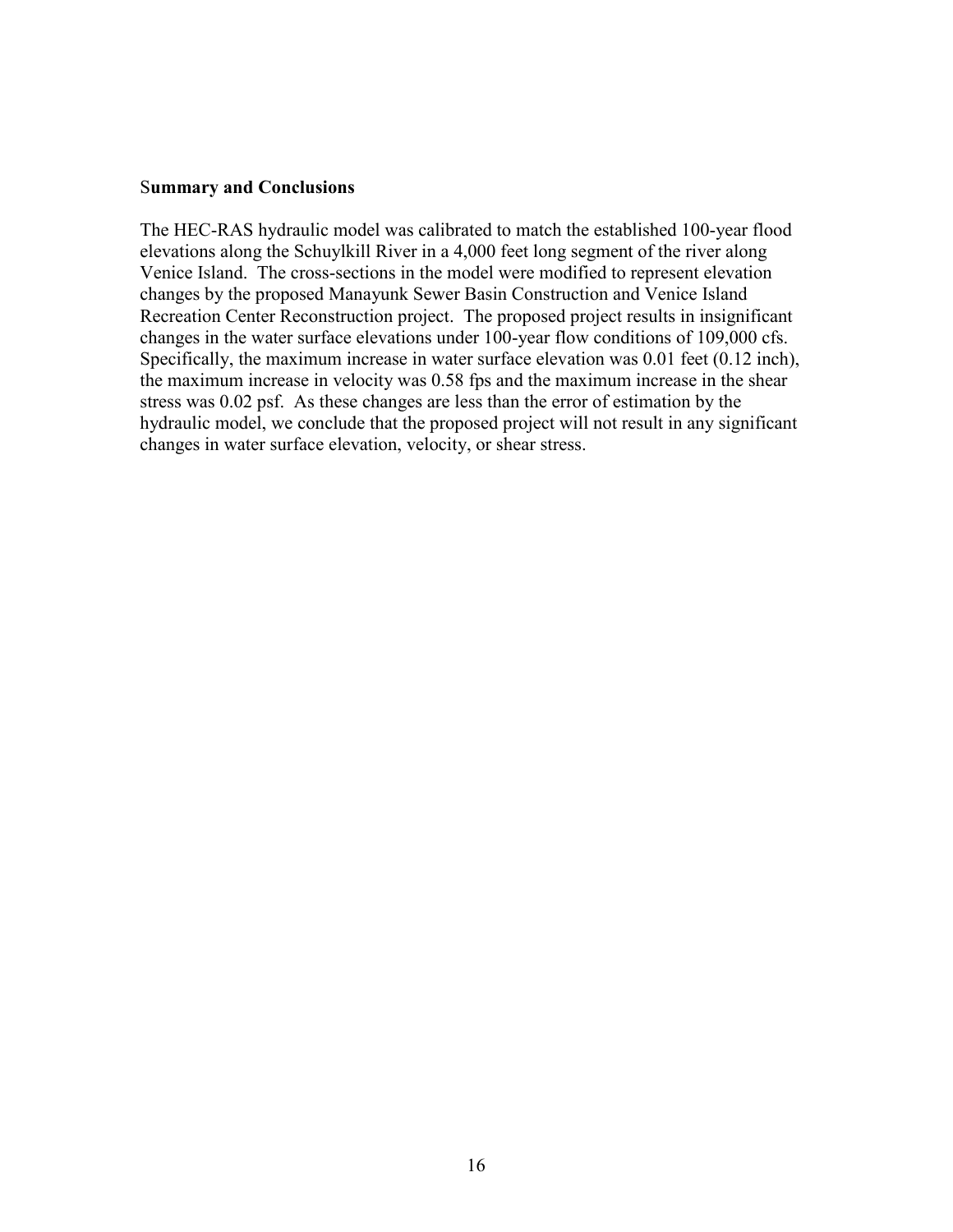## Summary and Conclusions

The HEC-RAS hydraulic model was calibrated to match the established 100-year flood elevations along the Schuylkill River in a 4,000 feet long segment of the river along Venice Island. The cross-sections in the model were modified to represent elevation changes by the proposed Manayunk Sewer Basin Construction and Venice Island Recreation Center Reconstruction project. The proposed project results in insignificant changes in the water surface elevations under 100-year flow conditions of 109,000 cfs. Specifically, the maximum increase in water surface elevation was 0.01 feet (0.12 inch), the maximum increase in velocity was 0.58 fps and the maximum increase in the shear stress was 0.02 psf. As these changes are less than the error of estimation by the hydraulic model, we conclude that the proposed project will not result in any significant changes in water surface elevation, velocity, or shear stress.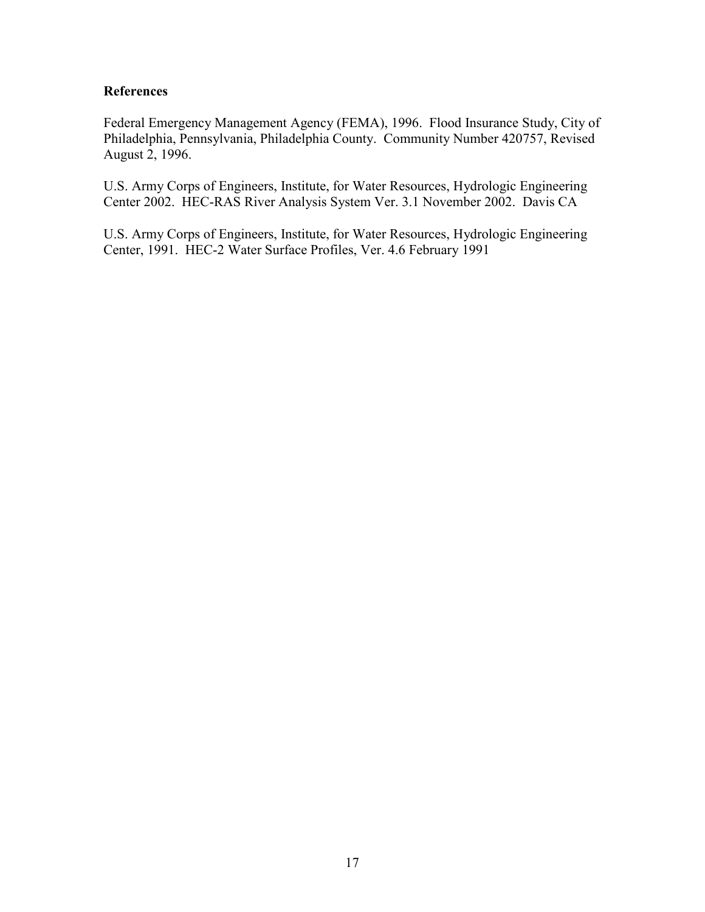## References

Federal Emergency Management Agency (FEMA), 1996. Flood Insurance Study, City of Philadelphia, Pennsylvania, Philadelphia County. Community Number 420757, Revised August 2, 1996.

U.S. Army Corps of Engineers, Institute, for Water Resources, Hydrologic Engineering Center 2002. HEC-RAS River Analysis System Ver. 3.1 November 2002. Davis CA

U.S. Army Corps of Engineers, Institute, for Water Resources, Hydrologic Engineering Center, 1991. HEC-2 Water Surface Profiles, Ver. 4.6 February 1991